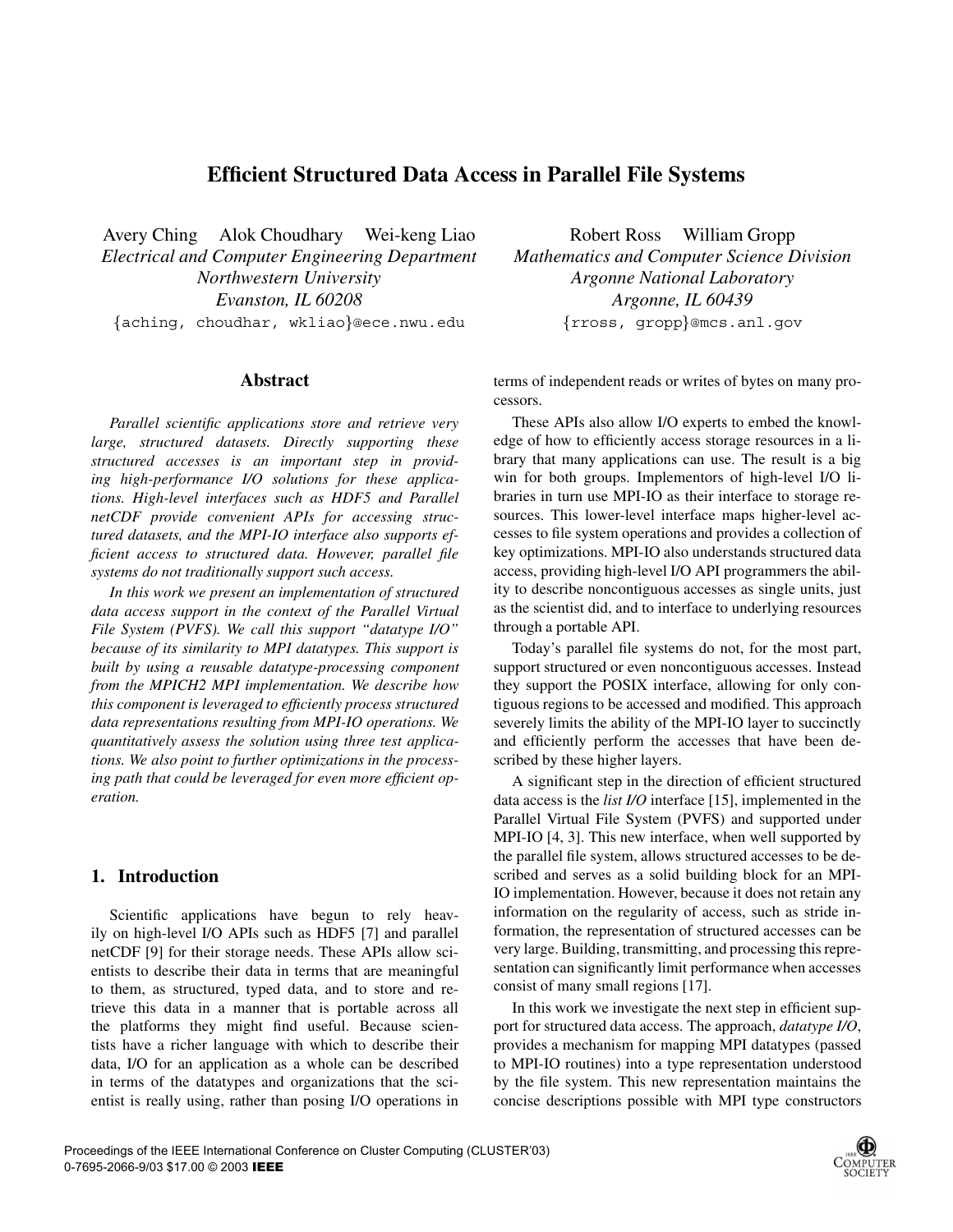# Efficient Structured Data Access in Parallel File Systems

Avery Ching Alok Choudhary Wei-keng Liao
*Electrical and Computer Engineering Department*
*Northwestern University*
*Evanston, IL 60208*
{aching, choudhar, wkliao}@ece.nwu.edu

Robert Ross William Gropp
*Mathematics and Computer Science Division*
*Argonne National Laboratory*
*Argonne, IL 60439*
{rross, gropp}@mcs.anl.gov

## Abstract

*Parallel scientific applications store and retrieve very large, structured datasets. Directly supporting these structured accesses is an important step in providing high-performance I/O solutions for these applications. High-level interfaces such as HDF5 and Parallel netCDF provide convenient APIs for accessing structured datasets, and the MPI-IO interface also supports efficient access to structured data. However, parallel file systems do not traditionally support such access.*

*In this work we present an implementation of structured data access support in the context of the Parallel Virtual File System (PVFS). We call this support "datatype I/O" because of its similarity to MPI datatypes. This support is built by using a reusable datatype-processing component from the MPICH2 MPI implementation. We describe how this component is leveraged to efficiently process structured data representations resulting from MPI-IO operations. We quantitatively assess the solution using three test applications. We also point to further optimizations in the processing path that could be leveraged for even more efficient operation.*

## 1. Introduction

Scientific applications have begun to rely heavily on high-level I/O APIs such as HDF5 [7] and parallel netCDF [9] for their storage needs. These APIs allow scientists to describe their data in terms that are meaningful to them, as structured, typed data, and to store and retrieve this data in a manner that is portable across all the platforms they might find useful. Because scientists have a richer language with which to describe their data, I/O for an application as a whole can be described in terms of the datatypes and organizations that the scientist is really using, rather than posing I/O operations in terms of independent reads or writes of bytes on many processors.

These APIs also allow I/O experts to embed the knowledge of how to efficiently access storage resources in a library that many applications can use. The result is a big win for both groups. Implementors of high-level I/O libraries in turn use MPI-IO as their interface to storage resources. This lower-level interface maps higher-level accesses to file system operations and provides a collection of key optimizations. MPI-IO also understands structured data access, providing high-level I/O API programmers the ability to describe noncontiguous accesses as single units, just as the scientist did, and to interface to underlying resources through a portable API.

Today's parallel file systems do not, for the most part, support structured or even noncontiguous accesses. Instead they support the POSIX interface, allowing for only contiguous regions to be accessed and modified. This approach severely limits the ability of the MPI-IO layer to succinctly and efficiently perform the accesses that have been described by these higher layers.

A significant step in the direction of efficient structured data access is the *list I/O* interface [15], implemented in the Parallel Virtual File System (PVFS) and supported under MPI-IO [4, 3]. This new interface, when well supported by the parallel file system, allows structured accesses to be described and serves as a solid building block for an MPI-IO implementation. However, because it does not retain any information on the regularity of access, such as stride information, the representation of structured accesses can be very large. Building, transmitting, and processing this representation can significantly limit performance when accesses consist of many small regions [17].

In this work we investigate the next step in efficient support for structured data access. The approach, *datatype I/O*, provides a mechanism for mapping MPI datatypes (passed to MPI-IO routines) into a type representation understood by the file system. This new representation maintains the concise descriptions possible with MPI type constructors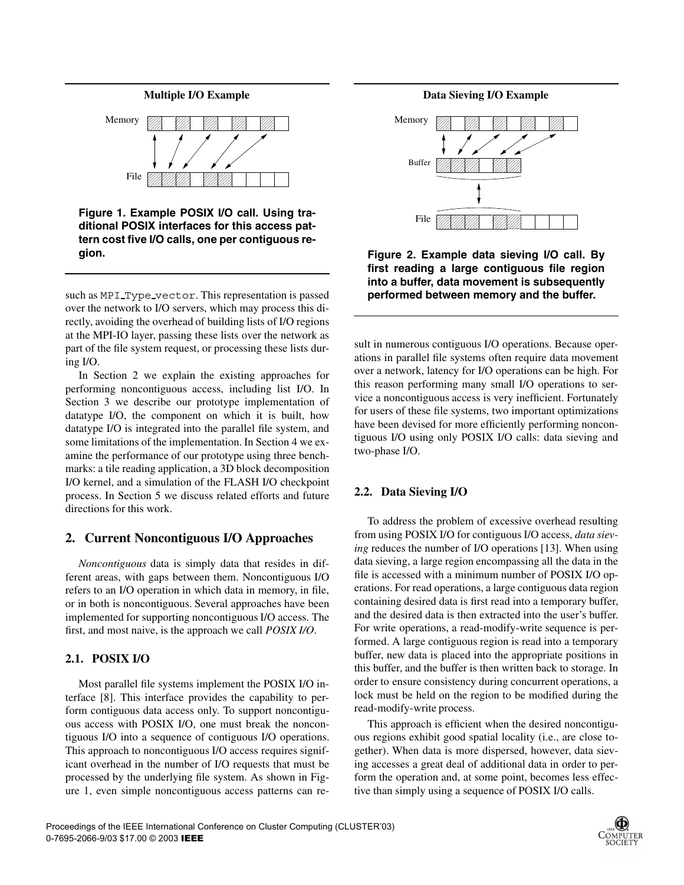**Multiple I/O Example**

Figure 1. Example POSIX I/O call. Using traditional POSIX interfaces for this access pattern cost five I/O calls, one per contiguous region.

such as MPI_Type_vector. This representation is passed over the network to I/O servers, which may process this directly, avoiding the overhead of building lists of I/O regions at the MPI-IO layer, passing these lists over the network as part of the file system request, or processing these lists during I/O.

In Section 2 we explain the existing approaches for performing noncontiguous access, including list I/O. In Section 3 we describe our prototype implementation of datatype I/O, the component on which it is built, how datatype I/O is integrated into the parallel file system, and some limitations of the implementation. In Section 4 we examine the performance of our prototype using three benchmarks: a tile reading application, a 3D block decomposition I/O kernel, and a simulation of the FLASH I/O checkpoint process. In Section 5 we discuss related efforts and future directions for this work.

## 2. Current Noncontiguous I/O Approaches

*Noncontiguous* data is simply data that resides in different areas, with gaps between them. Noncontiguous I/O refers to an I/O operation in which data in memory, in file, or in both is noncontiguous. Several approaches have been implemented for supporting noncontiguous I/O access. The first, and most naive, is the approach we call *POSIX I/O*.

### 2.1. POSIX I/O

Most parallel file systems implement the POSIX I/O interface [8]. This interface provides the capability to perform contiguous data access only. To support noncontiguous access with POSIX I/O, one must break the noncontiguous I/O into a sequence of contiguous I/O operations. This approach to noncontiguous I/O access requires significant overhead in the number of I/O requests that must be processed by the underlying file system. As shown in Figure 1, even simple noncontiguous access patterns can result in numerous contiguous I/O operations. Because operations in parallel file systems often require data movement over a network, latency for I/O operations can be high. For this reason performing many small I/O operations to service a noncontiguous access is very inefficient. Fortunately for users of these file systems, two important optimizations have been devised for more efficiently performing noncontiguous I/O using only POSIX I/O calls: data sieving and two-phase I/O.

**Data Sieving I/O Example**

Figure 2. Example data sieving I/O call. By first reading a large contiguous file region into a buffer, data movement is subsequently performed between memory and the buffer.

### 2.2. Data Sieving I/O

To address the problem of excessive overhead resulting from using POSIX I/O for contiguous I/O access, *data sieving* reduces the number of I/O operations [13]. When using data sieving, a large region encompassing all the data in the file is accessed with a minimum number of POSIX I/O operations. For read operations, a large contiguous data region containing desired data is first read into a temporary buffer, and the desired data is then extracted into the user's buffer. For write operations, a read-modify-write sequence is performed. A large contiguous region is read into a temporary buffer, new data is placed into the appropriate positions in this buffer, and the buffer is then written back to storage. In order to ensure consistency during concurrent operations, a lock must be held on the region to be modified during the read-modify-write process.

This approach is efficient when the desired noncontiguous regions exhibit good spatial locality (i.e., are close together). When data is more dispersed, however, data sieving accesses a great deal of additional data in order to perform the operation and, at some point, becomes less effective than simply using a sequence of POSIX I/O calls.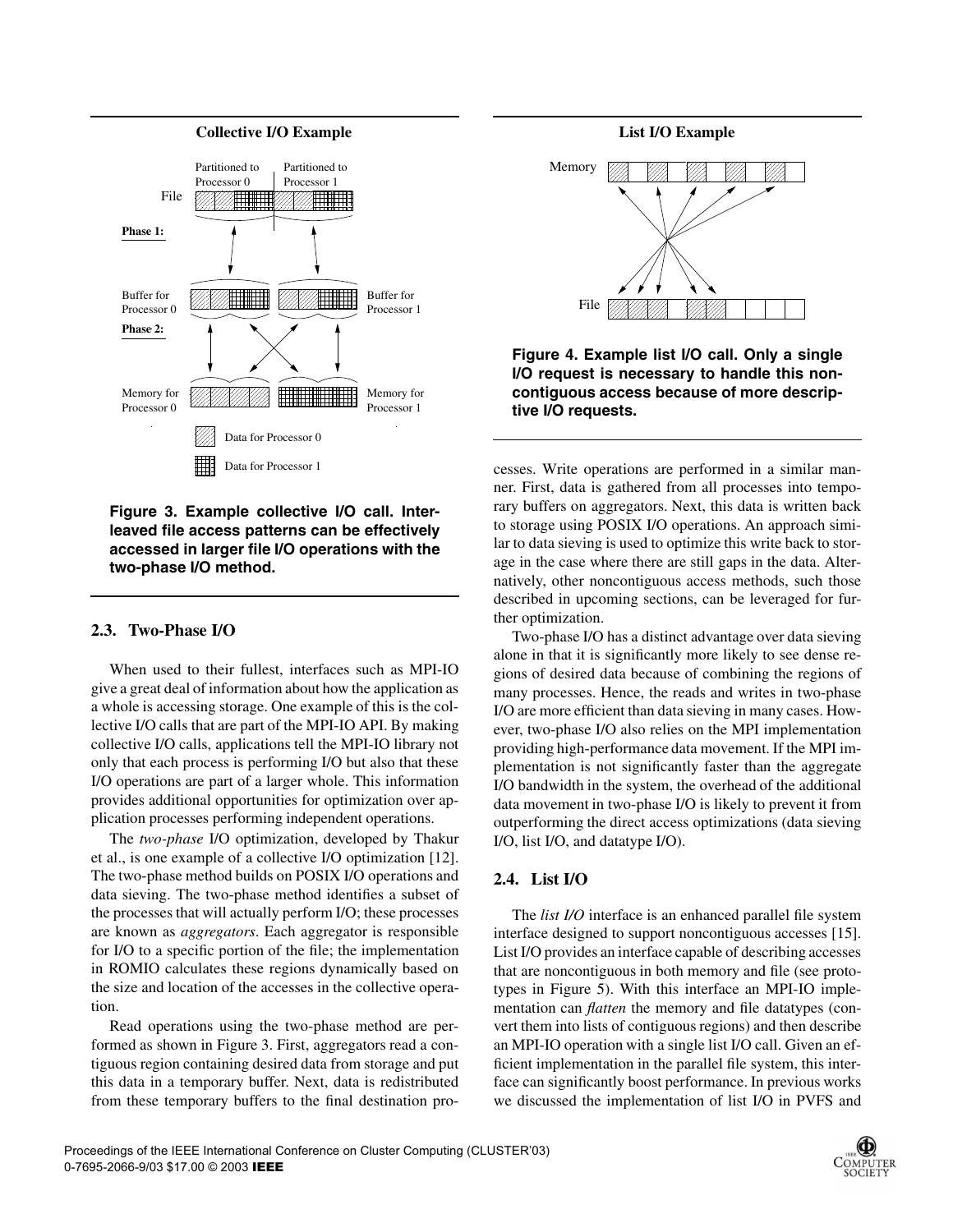**Collective I/O Example**

**Figure 3. Example collective I/O call. Interleaved file access patterns can be effectively accessed in larger file I/O operations with the two-phase I/O method.**

**List I/O Example**

**Figure 4. Example list I/O call. Only a single I/O request is necessary to handle this noncontiguous access because of more descriptive I/O requests.**

## 2.3. Two-Phase I/O

When used to their fullest, interfaces such as MPI-IO give a great deal of information about how the application as a whole is accessing storage. One example of this is the collective I/O calls that are part of the MPI-IO API. By making collective I/O calls, applications tell the MPI-IO library not only that each process is performing I/O but also that these I/O operations are part of a larger whole. This information provides additional opportunities for optimization over application processes performing independent operations.

The *two-phase* I/O optimization, developed by Thakur et al., is one example of a collective I/O optimization [12]. The two-phase method builds on POSIX I/O operations and data sieving. The two-phase method identifies a subset of the processes that will actually perform I/O; these processes are known as *aggregators*. Each aggregator is responsible for I/O to a specific portion of the file; the implementation in ROMIO calculates these regions dynamically based on the size and location of the accesses in the collective operation.

Read operations using the two-phase method are performed as shown in Figure 3. First, aggregators read a contiguous region containing desired data from storage and put this data in a temporary buffer. Next, data is redistributed from these temporary buffers to the final destination processes. Write operations are performed in a similar manner. First, data is gathered from all processes into temporary buffers on aggregators. Next, this data is written back to storage using POSIX I/O operations. An approach similar to data sieving is used to optimize this write back to storage in the case where there are still gaps in the data. Alternatively, other noncontiguous access methods, such those described in upcoming sections, can be leveraged for further optimization.

Two-phase I/O has a distinct advantage over data sieving alone in that it is significantly more likely to see dense regions of desired data because of combining the regions of many processes. Hence, the reads and writes in two-phase I/O are more efficient than data sieving in many cases. However, two-phase I/O also relies on the MPI implementation providing high-performance data movement. If the MPI implementation is not significantly faster than the aggregate I/O bandwidth in the system, the overhead of the additional data movement in two-phase I/O is likely to prevent it from outperforming the direct access optimizations (data sieving I/O, list I/O, and datatype I/O).

## 2.4. List I/O

The *list I/O* interface is an enhanced parallel file system interface designed to support noncontiguous accesses [15]. List I/O provides an interface capable of describing accesses that are noncontiguous in both memory and file (see prototypes in Figure 5). With this interface an MPI-IO implementation can *flatten* the memory and file datatypes (convert them into lists of contiguous regions) and then describe an MPI-IO operation with a single list I/O call. Given an efficient implementation in the parallel file system, this interface can significantly boost performance. In previous works we discussed the implementation of list I/O in PVFS and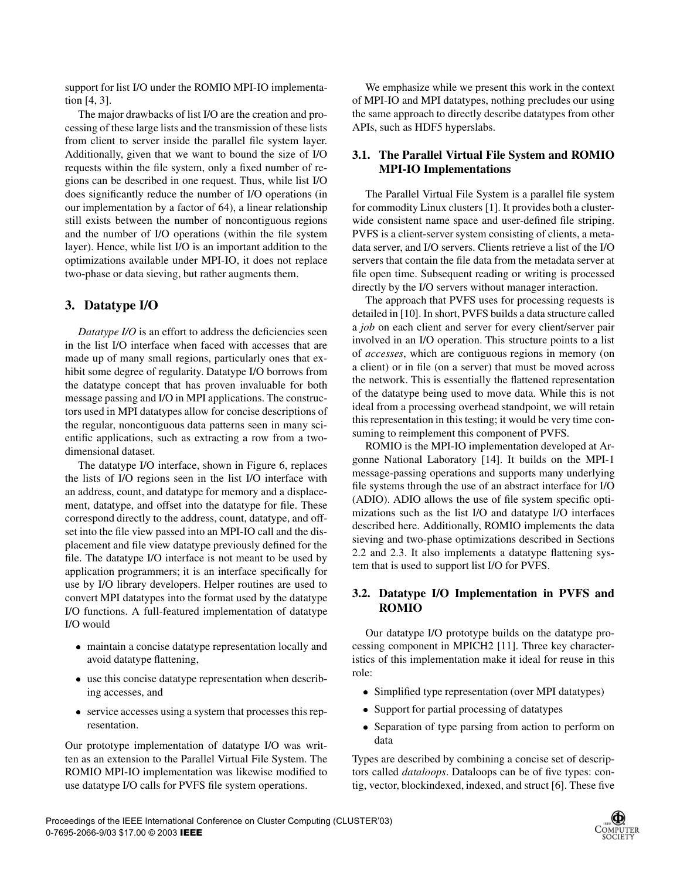support for list I/O under the ROMIO MPI-IO implementation [4, 3].

The major drawbacks of list I/O are the creation and processing of these large lists and the transmission of these lists from client to server inside the parallel file system layer. Additionally, given that we want to bound the size of I/O requests within the file system, only a fixed number of regions can be described in one request. Thus, while list I/O does significantly reduce the number of I/O operations (in our implementation by a factor of 64), a linear relationship still exists between the number of noncontiguous regions and the number of I/O operations (within the file system layer). Hence, while list I/O is an important addition to the optimizations available under MPI-IO, it does not replace two-phase or data sieving, but rather augments them.

## 3. Datatype I/O

*Datatype I/O* is an effort to address the deficiencies seen in the list I/O interface when faced with accesses that are made up of many small regions, particularly ones that exhibit some degree of regularity. Datatype I/O borrows from the datatype concept that has proven invaluable for both message passing and I/O in MPI applications. The constructors used in MPI datatypes allow for concise descriptions of the regular, noncontiguous data patterns seen in many scientific applications, such as extracting a row from a two-dimensional dataset.

The datatype I/O interface, shown in Figure 6, replaces the lists of I/O regions seen in the list I/O interface with an address, count, and datatype for memory and a displacement, datatype, and offset into the datatype for file. These correspond directly to the address, count, datatype, and offset into the file view passed into an MPI-IO call and the displacement and file view datatype previously defined for the file. The datatype I/O interface is not meant to be used by application programmers; it is an interface specifically for use by I/O library developers. Helper routines are used to convert MPI datatypes into the format used by the datatype I/O functions. A full-featured implementation of datatype I/O would

- maintain a concise datatype representation locally and avoid datatype flattening,
- use this concise datatype representation when describing accesses, and
- service accesses using a system that processes this representation.

Our prototype implementation of datatype I/O was written as an extension to the Parallel Virtual File System. The ROMIO MPI-IO implementation was likewise modified to use datatype I/O calls for PVFS file system operations.

We emphasize while we present this work in the context of MPI-IO and MPI datatypes, nothing precludes our using the same approach to directly describe datatypes from other APIs, such as HDF5 hyperslabs.

### 3.1. The Parallel Virtual File System and ROMIO MPI-IO Implementations

The Parallel Virtual File System is a parallel file system for commodity Linux clusters [1]. It provides both a cluster-wide consistent name space and user-defined file striping. PVFS is a client-server system consisting of clients, a metadata server, and I/O servers. Clients retrieve a list of the I/O servers that contain the file data from the metadata server at file open time. Subsequent reading or writing is processed directly by the I/O servers without manager interaction.

The approach that PVFS uses for processing requests is detailed in [10]. In short, PVFS builds a data structure called a *job* on each client and server for every client/server pair involved in an I/O operation. This structure points to a list of *accesses*, which are contiguous regions in memory (on a client) or in file (on a server) that must be moved across the network. This is essentially the flattened representation of the datatype being used to move data. While this is not ideal from a processing overhead standpoint, we will retain this representation in this testing; it would be very time consuming to reimplement this component of PVFS.

ROMIO is the MPI-IO implementation developed at Argonne National Laboratory [14]. It builds on the MPI-1 message-passing operations and supports many underlying file systems through the use of an abstract interface for I/O (ADIO). ADIO allows the use of file system specific optimizations such as the list I/O and datatype I/O interfaces described here. Additionally, ROMIO implements the data sieving and two-phase optimizations described in Sections 2.2 and 2.3. It also implements a datatype flattening system that is used to support list I/O for PVFS.

### 3.2. Datatype I/O Implementation in PVFS and ROMIO

Our datatype I/O prototype builds on the datatype processing component in MPICH2 [11]. Three key characteristics of this implementation make it ideal for reuse in this role:

- Simplified type representation (over MPI datatypes)
- Support for partial processing of datatypes
- Separation of type parsing from action to perform on data

Types are described by combining a concise set of descriptors called *dataloops*. Dataloops can be of five types: contig, vector, blockindexed, indexed, and struct [6]. These five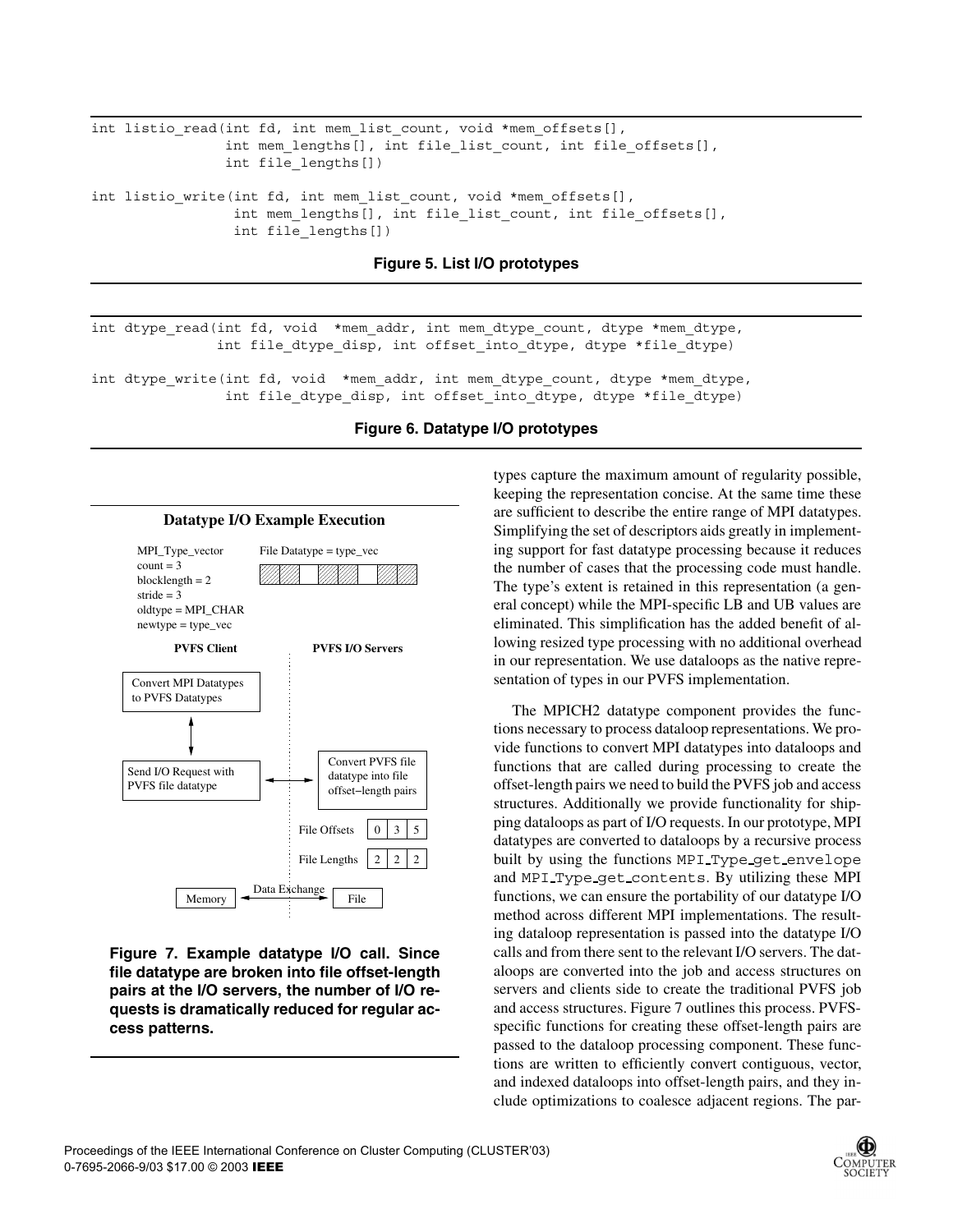```
int listio_read(int fd, int mem_list_count, void *mem_offsets[],
                int mem_lengths[], int file_list_count, int file_offsets[],
                int file_lengths[])

int listio_write(int fd, int mem_list_count, void *mem_offsets[],
                 int mem_lengths[], int file_list_count, int file_offsets[],
                 int file_lengths[])
```

**Figure 5. List I/O prototypes**

```
int dtype_read(int fd, void  *mem_addr, int mem_dtype_count, dtype *mem_dtype,
               int file_dtype_disp, int offset_into_dtype, dtype *file_dtype)

int dtype_write(int fd, void  *mem_addr, int mem_dtype_count, dtype *mem_dtype,
                int file_dtype_disp, int offset_into_dtype, dtype *file_dtype)
```

**Figure 6. Datatype I/O prototypes**

**Datatype I/O Example Execution**

MPI_Type_vector
count = 3
blocklength = 2
stride = 3
oldtype = MPI_CHAR
newtype = type_vec

File Datatype = type_vec

PVFS Client | PVFS I/O Servers

Convert MPI Datatypes to PVFS Datatypes

Send I/O Request with PVFS file datatype

Convert PVFS file datatype into file offset−length pairs

File Offsets: 0, 3, 5

File Lengths: 2, 2, 2

Memory ↔ Data Exchange ↔ File

**Figure 7. Example datatype I/O call. Since file datatype are broken into file offset-length pairs at the I/O servers, the number of I/O requests is dramatically reduced for regular access patterns.**

types capture the maximum amount of regularity possible, keeping the representation concise. At the same time these are sufficient to describe the entire range of MPI datatypes. Simplifying the set of descriptors aids greatly in implementing support for fast datatype processing because it reduces the number of cases that the processing code must handle. The type's extent is retained in this representation (a general concept) while the MPI-specific LB and UB values are eliminated. This simplification has the added benefit of allowing resized type processing with no additional overhead in our representation. We use dataloops as the native representation of types in our PVFS implementation.

The MPICH2 datatype component provides the functions necessary to process dataloop representations. We provide functions to convert MPI datatypes into dataloops and functions that are called during processing to create the offset-length pairs we need to build the PVFS job and access structures. Additionally we provide functionality for shipping dataloops as part of I/O requests. In our prototype, MPI datatypes are converted to dataloops by a recursive process built by using the functions `MPI_Type_get_envelope` and `MPI_Type_get_contents`. By utilizing these MPI functions, we can ensure the portability of our datatype I/O method across different MPI implementations. The resulting dataloop representation is passed into the datatype I/O calls and from there sent to the relevant I/O servers. The dataloops are converted into the job and access structures on servers and clients side to create the traditional PVFS job and access structures. Figure 7 outlines this process. PVFS-specific functions for creating these offset-length pairs are passed to the dataloop processing component. These functions are written to efficiently convert contiguous, vector, and indexed dataloops into offset-length pairs, and they include optimizations to coalesce adjacent regions. The par-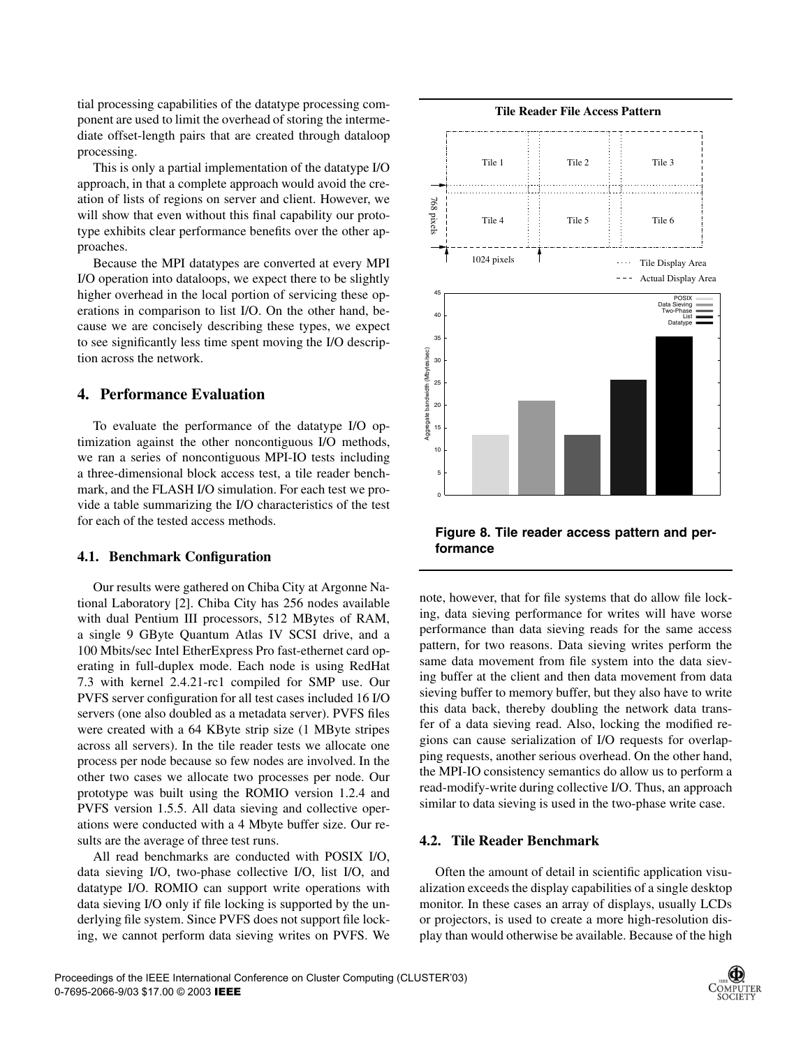tial processing capabilities of the datatype processing component are used to limit the overhead of storing the intermediate offset-length pairs that are created through dataloop processing.

This is only a partial implementation of the datatype I/O approach, in that a complete approach would avoid the creation of lists of regions on server and client. However, we will show that even without this final capability our prototype exhibits clear performance benefits over the other approaches.

Because the MPI datatypes are converted at every MPI I/O operation into dataloops, we expect there to be slightly higher overhead in the local portion of servicing these operations in comparison to list I/O. On the other hand, because we are concisely describing these types, we expect to see significantly less time spent moving the I/O description across the network.

## 4. Performance Evaluation

To evaluate the performance of the datatype I/O optimization against the other noncontiguous I/O methods, we ran a series of noncontiguous MPI-IO tests including a three-dimensional block access test, a tile reader benchmark, and the FLASH I/O simulation. For each test we provide a table summarizing the I/O characteristics of the test for each of the tested access methods.

### 4.1. Benchmark Configuration

Our results were gathered on Chiba City at Argonne National Laboratory [2]. Chiba City has 256 nodes available with dual Pentium III processors, 512 MBytes of RAM, a single 9 GByte Quantum Atlas IV SCSI drive, and a 100 Mbits/sec Intel EtherExpress Pro fast-ethernet card operating in full-duplex mode. Each node is using RedHat 7.3 with kernel 2.4.21-rc1 compiled for SMP use. Our PVFS server configuration for all test cases included 16 I/O servers (one also doubled as a metadata server). PVFS files were created with a 64 KByte strip size (1 MByte stripes across all servers). In the tile reader tests we allocate one process per node because so few nodes are involved. In the other two cases we allocate two processes per node. Our prototype was built using the ROMIO version 1.2.4 and PVFS version 1.5.5. All data sieving and collective operations were conducted with a 4 Mbyte buffer size. Our results are the average of three test runs.

All read benchmarks are conducted with POSIX I/O, data sieving I/O, two-phase collective I/O, list I/O, and datatype I/O. ROMIO can support write operations with data sieving I/O only if file locking is supported by the underlying file system. Since PVFS does not support file locking, we cannot perform data sieving writes on PVFS. We note, however, that for file systems that do allow file locking, data sieving performance for writes will have worse performance than data sieving reads for the same access pattern, for two reasons. Data sieving writes perform the same data movement from file system into the data sieving buffer at the client and then data movement from data sieving buffer to memory buffer, but they also have to write this data back, thereby doubling the network data transfer of a data sieving read. Also, locking the modified regions can cause serialization of I/O requests for overlapping requests, another serious overhead. On the other hand, the MPI-IO consistency semantics do allow us to perform a read-modify-write during collective I/O. Thus, an approach similar to data sieving is used in the two-phase write case.

**Figure 8. Tile reader access pattern and performance**

### 4.2. Tile Reader Benchmark

Often the amount of detail in scientific application visualization exceeds the display capabilities of a single desktop monitor. In these cases an array of displays, usually LCDs or projectors, is used to create a more high-resolution display than would otherwise be available. Because of the high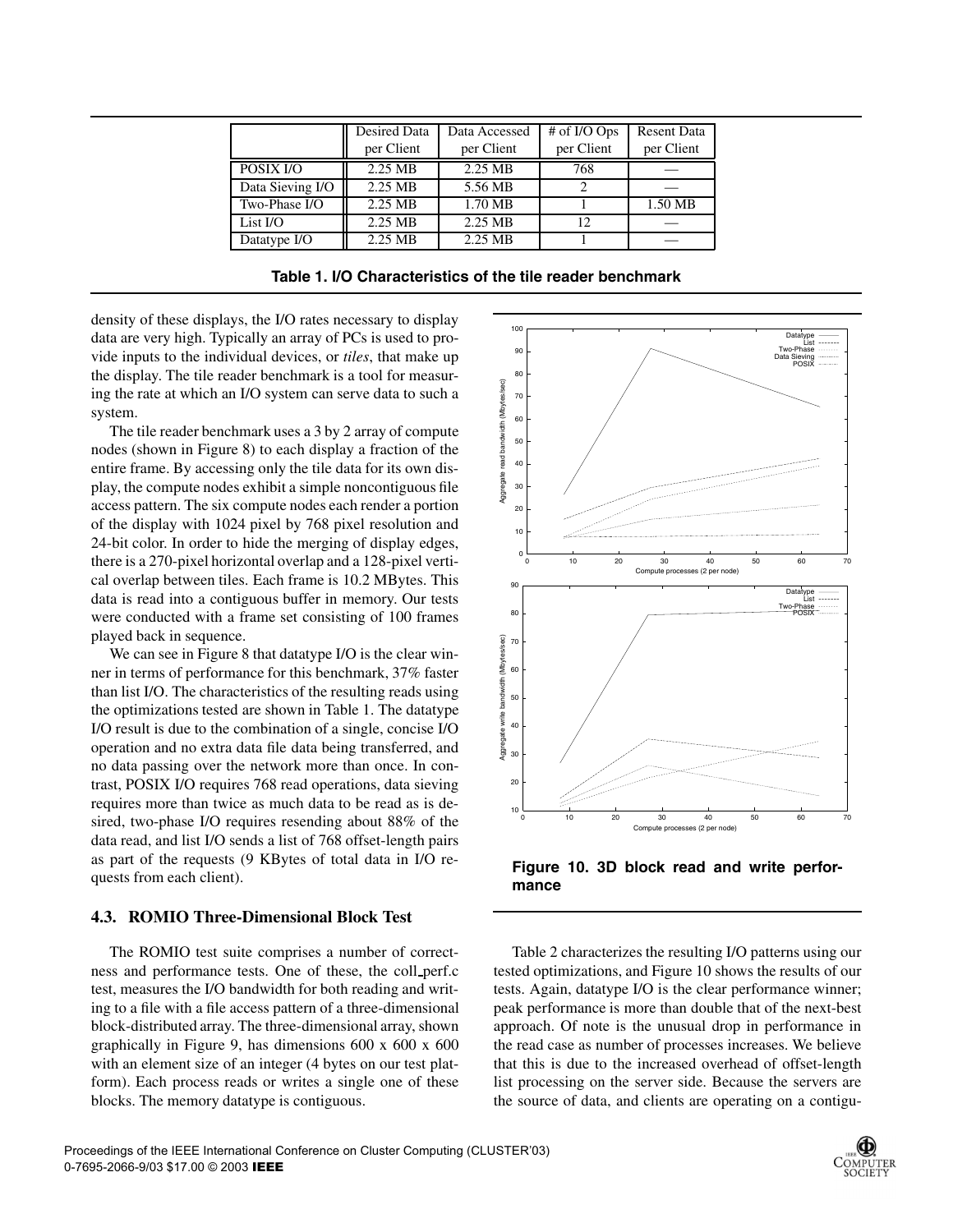|  | Desired Data per Client | Data Accessed per Client | # of I/O Ops per Client | Resent Data per Client |
| --- | --- | --- | --- | --- |
| POSIX I/O | 2.25 MB | 2.25 MB | 768 | — |
| Data Sieving I/O | 2.25 MB | 5.56 MB | 2 | — |
| Two-Phase I/O | 2.25 MB | 1.70 MB | 1 | 1.50 MB |
| List I/O | 2.25 MB | 2.25 MB | 12 | — |
| Datatype I/O | 2.25 MB | 2.25 MB | 1 | — |

**Table 1. I/O Characteristics of the tile reader benchmark**

density of these displays, the I/O rates necessary to display data are very high. Typically an array of PCs is used to provide inputs to the individual devices, or *tiles*, that make up the display. The tile reader benchmark is a tool for measuring the rate at which an I/O system can serve data to such a system.

The tile reader benchmark uses a 3 by 2 array of compute nodes (shown in Figure 8) to each display a fraction of the entire frame. By accessing only the tile data for its own display, the compute nodes exhibit a simple noncontiguous file access pattern. The six compute nodes each render a portion of the display with 1024 pixel by 768 pixel resolution and 24-bit color. In order to hide the merging of display edges, there is a 270-pixel horizontal overlap and a 128-pixel vertical overlap between tiles. Each frame is 10.2 MBytes. This data is read into a contiguous buffer in memory. Our tests were conducted with a frame set consisting of 100 frames played back in sequence.

We can see in Figure 8 that datatype I/O is the clear winner in terms of performance for this benchmark, 37% faster than list I/O. The characteristics of the resulting reads using the optimizations tested are shown in Table 1. The datatype I/O result is due to the combination of a single, concise I/O operation and no extra data file data being transferred, and no data passing over the network more than once. In contrast, POSIX I/O requires 768 read operations, data sieving requires more than twice as much data to be read as is desired, two-phase I/O requires resending about 88% of the data read, and list I/O sends a list of 768 offset-length pairs as part of the requests (9 KBytes of total data in I/O requests from each client).

### 4.3. ROMIO Three-Dimensional Block Test

The ROMIO test suite comprises a number of correctness and performance tests. One of these, the coll_perf.c test, measures the I/O bandwidth for both reading and writing to a file with a file access pattern of a three-dimensional block-distributed array. The three-dimensional array, shown graphically in Figure 9, has dimensions 600 x 600 x 600 with an element size of an integer (4 bytes on our test platform). Each process reads or writes a single one of these blocks. The memory datatype is contiguous.

**Figure 10. 3D block read and write performance**

Table 2 characterizes the resulting I/O patterns using our tested optimizations, and Figure 10 shows the results of our tests. Again, datatype I/O is the clear performance winner; peak performance is more than double that of the next-best approach. Of note is the unusual drop in performance in the read case as number of processes increases. We believe that this is due to the increased overhead of offset-length list processing on the server side. Because the servers are the source of data, and clients are operating on a contigu-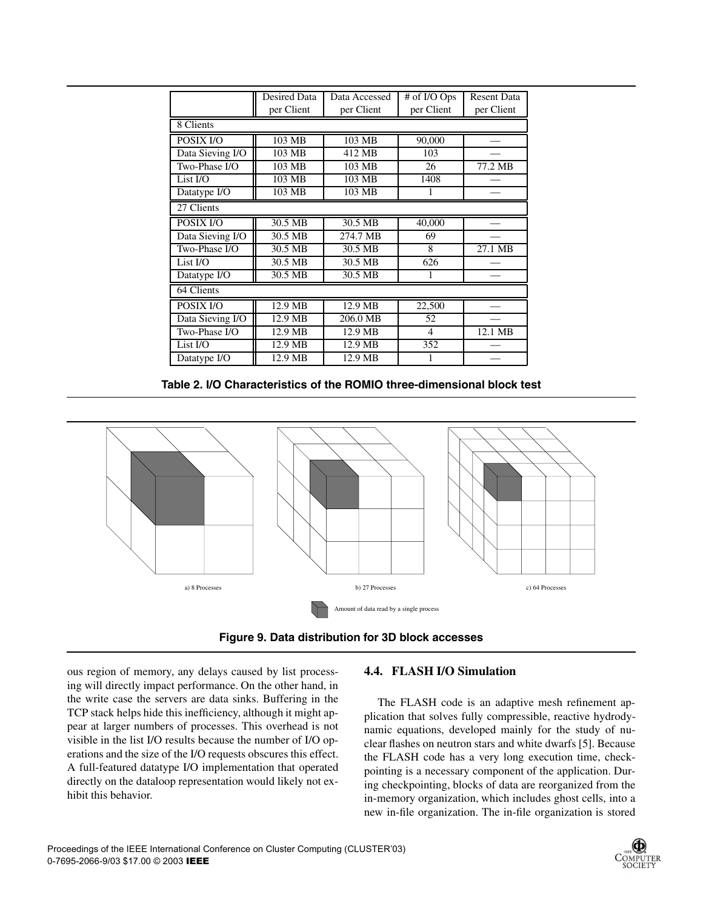| | Desired Data per Client | Data Accessed per Client | # of I/O Ops per Client | Resent Data per Client |
|---|---|---|---|---|
| 8 Clients | | | | |
| POSIX I/O | 103 MB | 103 MB | 90,000 | — |
| Data Sieving I/O | 103 MB | 412 MB | 103 | — |
| Two-Phase I/O | 103 MB | 103 MB | 26 | 77.2 MB |
| List I/O | 103 MB | 103 MB | 1408 | — |
| Datatype I/O | 103 MB | 103 MB | 1 | — |
| 27 Clients | | | | |
| POSIX I/O | 30.5 MB | 30.5 MB | 40,000 | — |
| Data Sieving I/O | 30.5 MB | 274.7 MB | 69 | — |
| Two-Phase I/O | 30.5 MB | 30.5 MB | 8 | 27.1 MB |
| List I/O | 30.5 MB | 30.5 MB | 626 | — |
| Datatype I/O | 30.5 MB | 30.5 MB | 1 | — |
| 64 Clients | | | | |
| POSIX I/O | 12.9 MB | 12.9 MB | 22,500 | — |
| Data Sieving I/O | 12.9 MB | 206.0 MB | 52 | — |
| Two-Phase I/O | 12.9 MB | 12.9 MB | 4 | 12.1 MB |
| List I/O | 12.9 MB | 12.9 MB | 352 | — |
| Datatype I/O | 12.9 MB | 12.9 MB | 1 | — |

**Table 2. I/O Characteristics of the ROMIO three-dimensional block test**

a) 8 Processes b) 27 Processes c) 64 Processes

Amount of data read by a single process

**Figure 9. Data distribution for 3D block accesses**

ous region of memory, any delays caused by list processing will directly impact performance. On the other hand, in the write case the servers are data sinks. Buffering in the TCP stack helps hide this inefficiency, although it might appear at larger numbers of processes. This overhead is not visible in the list I/O results because the number of I/O operations and the size of the I/O requests obscures this effect. A full-featured datatype I/O implementation that operated directly on the dataloop representation would likely not exhibit this behavior.

### 4.4. FLASH I/O Simulation

The FLASH code is an adaptive mesh refinement application that solves fully compressible, reactive hydrodynamic equations, developed mainly for the study of nuclear flashes on neutron stars and white dwarfs [5]. Because the FLASH code has a very long execution time, checkpointing is a necessary component of the application. During checkpointing, blocks of data are reorganized from the in-memory organization, which includes ghost cells, into a new in-file organization. The in-file organization is stored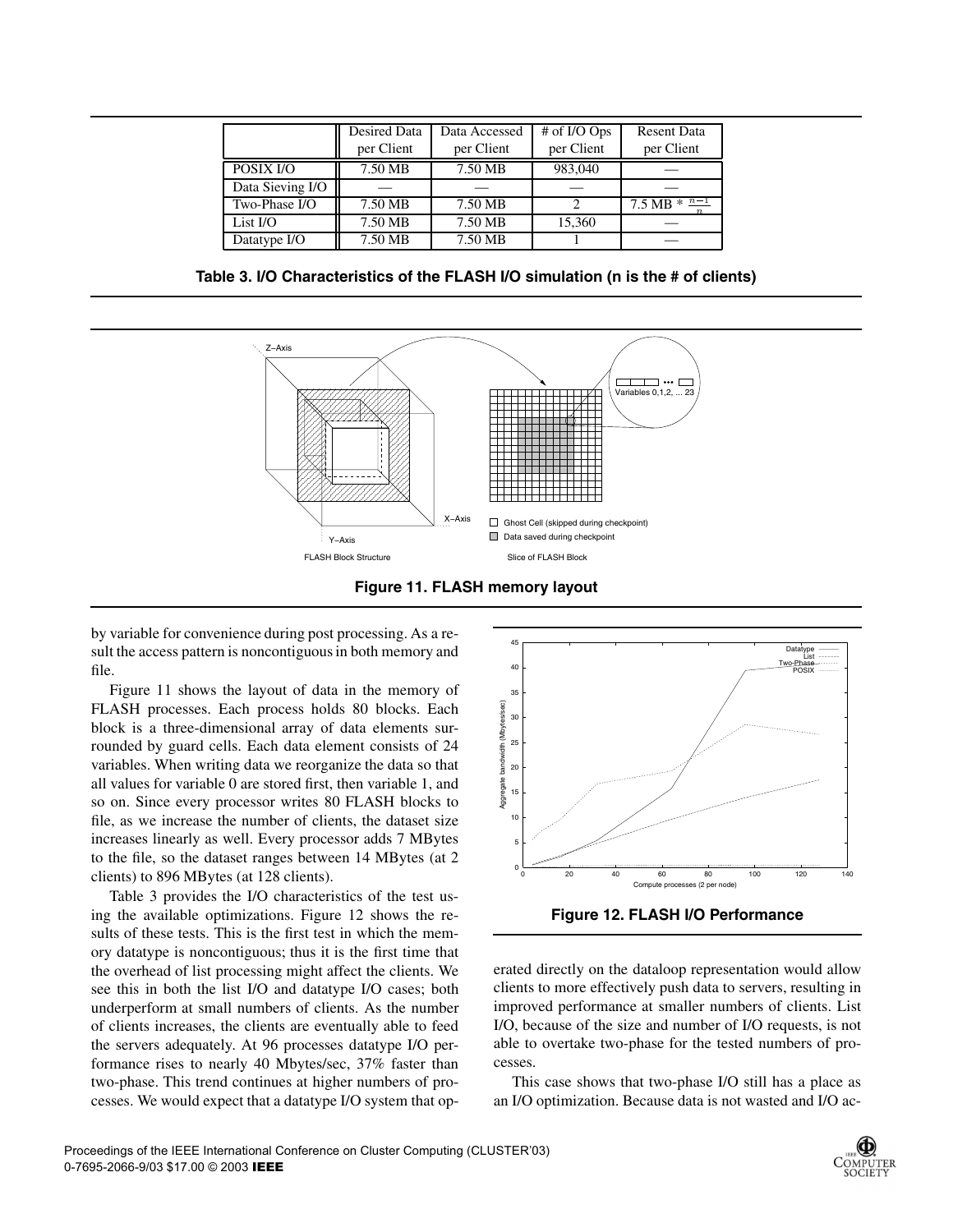|  | Desired Data per Client | Data Accessed per Client | # of I/O Ops per Client | Resent Data per Client |
|---|---|---|---|---|
| POSIX I/O | 7.50 MB | 7.50 MB | 983,040 | — |
| Data Sieving I/O | — | — | — | — |
| Two-Phase I/O | 7.50 MB | 7.50 MB | 2 | 7.5 MB * $\frac{n-1}{n}$ |
| List I/O | 7.50 MB | 7.50 MB | 15,360 | — |
| Datatype I/O | 7.50 MB | 7.50 MB | 1 | — |

**Table 3. I/O Characteristics of the FLASH I/O simulation (n is the # of clients)**

**Figure 11. FLASH memory layout**

by variable for convenience during post processing. As a result the access pattern is noncontiguous in both memory and file.

Figure 11 shows the layout of data in the memory of FLASH processes. Each process holds 80 blocks. Each block is a three-dimensional array of data elements surrounded by guard cells. Each data element consists of 24 variables. When writing data we reorganize the data so that all values for variable 0 are stored first, then variable 1, and so on. Since every processor writes 80 FLASH blocks to file, as we increase the number of clients, the dataset size increases linearly as well. Every processor adds 7 MBytes to the file, so the dataset ranges between 14 MBytes (at 2 clients) to 896 MBytes (at 128 clients).

Table 3 provides the I/O characteristics of the test using the available optimizations. Figure 12 shows the results of these tests. This is the first test in which the memory datatype is noncontiguous; thus it is the first time that the overhead of list processing might affect the clients. We see this in both the list I/O and datatype I/O cases; both underperform at small numbers of clients. As the number of clients increases, the clients are eventually able to feed the servers adequately. At 96 processes datatype I/O performance rises to nearly 40 Mbytes/sec, 37% faster than two-phase. This trend continues at higher numbers of processes. We would expect that a datatype I/O system that operated directly on the dataloop representation would allow clients to more effectively push data to servers, resulting in improved performance at smaller numbers of clients. List I/O, because of the size and number of I/O requests, is not able to overtake two-phase for the tested numbers of processes.

**Figure 12. FLASH I/O Performance**

This case shows that two-phase I/O still has a place as an I/O optimization. Because data is not wasted and I/O ac-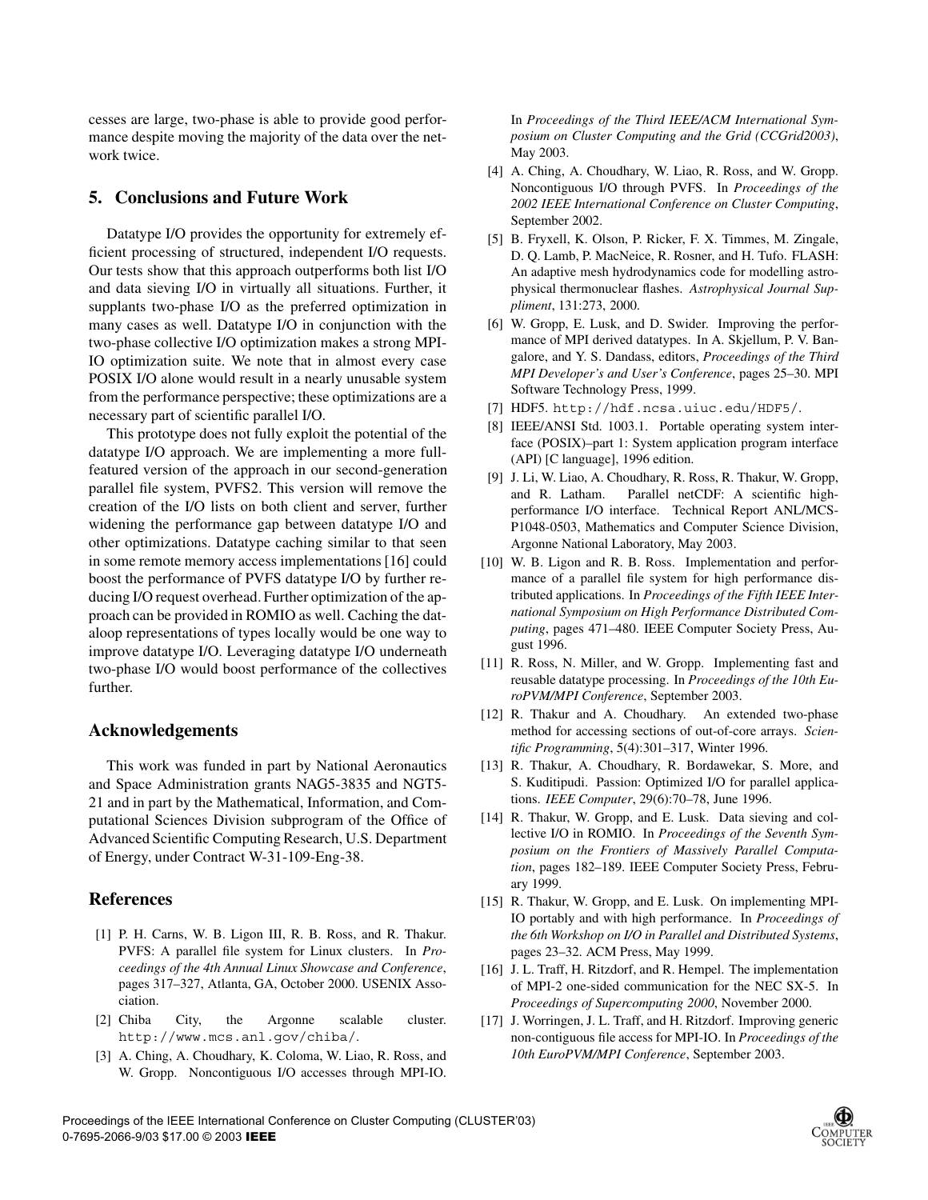cesses are large, two-phase is able to provide good performance despite moving the majority of the data over the network twice.

## 5. Conclusions and Future Work

Datatype I/O provides the opportunity for extremely efficient processing of structured, independent I/O requests. Our tests show that this approach outperforms both list I/O and data sieving I/O in virtually all situations. Further, it supplants two-phase I/O as the preferred optimization in many cases as well. Datatype I/O in conjunction with the two-phase collective I/O optimization makes a strong MPI-IO optimization suite. We note that in almost every case POSIX I/O alone would result in a nearly unusable system from the performance perspective; these optimizations are a necessary part of scientific parallel I/O.

This prototype does not fully exploit the potential of the datatype I/O approach. We are implementing a more full-featured version of the approach in our second-generation parallel file system, PVFS2. This version will remove the creation of the I/O lists on both client and server, further widening the performance gap between datatype I/O and other optimizations. Datatype caching similar to that seen in some remote memory access implementations [16] could boost the performance of PVFS datatype I/O by further reducing I/O request overhead. Further optimization of the approach can be provided in ROMIO as well. Caching the dataloop representations of types locally would be one way to improve datatype I/O. Leveraging datatype I/O underneath two-phase I/O would boost performance of the collectives further.

## Acknowledgements

This work was funded in part by National Aeronautics and Space Administration grants NAG5-3835 and NGT5-21 and in part by the Mathematical, Information, and Computational Sciences Division subprogram of the Office of Advanced Scientific Computing Research, U.S. Department of Energy, under Contract W-31-109-Eng-38.

## References

[1] P. H. Carns, W. B. Ligon III, R. B. Ross, and R. Thakur. PVFS: A parallel file system for Linux clusters. In *Proceedings of the 4th Annual Linux Showcase and Conference*, pages 317–327, Atlanta, GA, October 2000. USENIX Association.

[2] Chiba City, the Argonne scalable cluster. `http://www.mcs.anl.gov/chiba/`.

[3] A. Ching, A. Choudhary, K. Coloma, W. Liao, R. Ross, and W. Gropp. Noncontiguous I/O accesses through MPI-IO. In *Proceedings of the Third IEEE/ACM International Symposium on Cluster Computing and the Grid (CCGrid2003)*, May 2003.

[4] A. Ching, A. Choudhary, W. Liao, R. Ross, and W. Gropp. Noncontiguous I/O through PVFS. In *Proceedings of the 2002 IEEE International Conference on Cluster Computing*, September 2002.

[5] B. Fryxell, K. Olson, P. Ricker, F. X. Timmes, M. Zingale, D. Q. Lamb, P. MacNeice, R. Rosner, and H. Tufo. FLASH: An adaptive mesh hydrodynamics code for modelling astrophysical thermonuclear flashes. *Astrophysical Journal Suppliment*, 131:273, 2000.

[6] W. Gropp, E. Lusk, and D. Swider. Improving the performance of MPI derived datatypes. In A. Skjellum, P. V. Bangalore, and Y. S. Dandass, editors, *Proceedings of the Third MPI Developer's and User's Conference*, pages 25–30. MPI Software Technology Press, 1999.

[7] HDF5. `http://hdf.ncsa.uiuc.edu/HDF5/`.

[8] IEEE/ANSI Std. 1003.1. Portable operating system interface (POSIX)–part 1: System application program interface (API) [C language], 1996 edition.

[9] J. Li, W. Liao, A. Choudhary, R. Ross, R. Thakur, W. Gropp, and R. Latham. Parallel netCDF: A scientific high-performance I/O interface. Technical Report ANL/MCS-P1048-0503, Mathematics and Computer Science Division, Argonne National Laboratory, May 2003.

[10] W. B. Ligon and R. B. Ross. Implementation and performance of a parallel file system for high performance distributed applications. In *Proceedings of the Fifth IEEE International Symposium on High Performance Distributed Computing*, pages 471–480. IEEE Computer Society Press, August 1996.

[11] R. Ross, N. Miller, and W. Gropp. Implementing fast and reusable datatype processing. In *Proceedings of the 10th EuroPVM/MPI Conference*, September 2003.

[12] R. Thakur and A. Choudhary. An extended two-phase method for accessing sections of out-of-core arrays. *Scientific Programming*, 5(4):301–317, Winter 1996.

[13] R. Thakur, A. Choudhary, R. Bordawekar, S. More, and S. Kuditipudi. Passion: Optimized I/O for parallel applications. *IEEE Computer*, 29(6):70–78, June 1996.

[14] R. Thakur, W. Gropp, and E. Lusk. Data sieving and collective I/O in ROMIO. In *Proceedings of the Seventh Symposium on the Frontiers of Massively Parallel Computation*, pages 182–189. IEEE Computer Society Press, February 1999.

[15] R. Thakur, W. Gropp, and E. Lusk. On implementing MPI-IO portably and with high performance. In *Proceedings of the 6th Workshop on I/O in Parallel and Distributed Systems*, pages 23–32. ACM Press, May 1999.

[16] J. L. Traff, H. Ritzdorf, and R. Hempel. The implementation of MPI-2 one-sided communication for the NEC SX-5. In *Proceedings of Supercomputing 2000*, November 2000.

[17] J. Worringen, J. L. Traff, and H. Ritzdorf. Improving generic non-contiguous file access for MPI-IO. In *Proceedings of the 10th EuroPVM/MPI Conference*, September 2003.